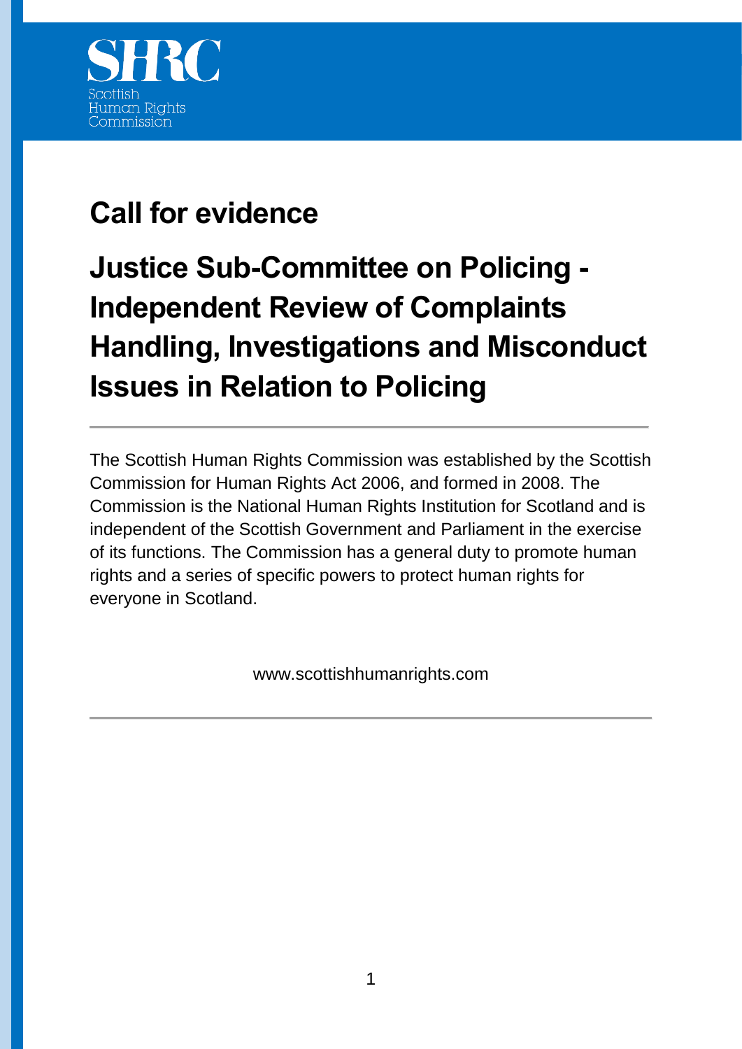SHRC

Scottish Human Rights Commission

# Call for evidence

# Justice Sub-Committee on Policing - Independent Review of Complaints Handling, Investigations and Misconduct Issues in Relation to Policing

---

The Scottish Human Rights Commission was established by the Scottish Commission for Human Rights Act 2006, and formed in 2008. The Commission is the National Human Rights Institution for Scotland and is independent of the Scottish Government and Parliament in the exercise of its functions. The Commission has a general duty to promote human rights and a series of specific powers to protect human rights for everyone in Scotland.

www.scottishhumanrights.com

---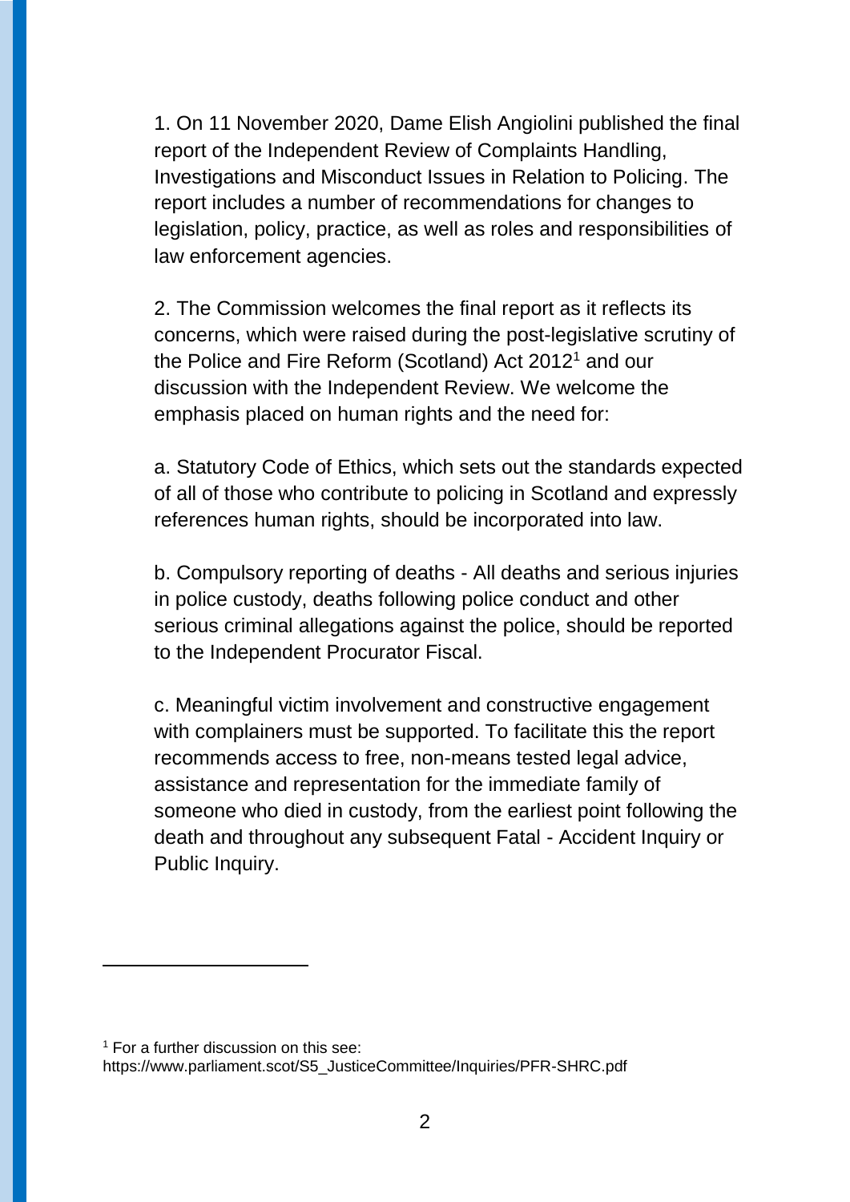1. On 11 November 2020, Dame Elish Angiolini published the final report of the Independent Review of Complaints Handling, Investigations and Misconduct Issues in Relation to Policing. The report includes a number of recommendations for changes to legislation, policy, practice, as well as roles and responsibilities of law enforcement agencies.

2. The Commission welcomes the final report as it reflects its concerns, which were raised during the post-legislative scrutiny of the Police and Fire Reform (Scotland) Act 2012[1] and our discussion with the Independent Review. We welcome the emphasis placed on human rights and the need for:

a. Statutory Code of Ethics, which sets out the standards expected of all of those who contribute to policing in Scotland and expressly references human rights, should be incorporated into law.

b. Compulsory reporting of deaths - All deaths and serious injuries in police custody, deaths following police conduct and other serious criminal allegations against the police, should be reported to the Independent Procurator Fiscal.

c. Meaningful victim involvement and constructive engagement with complainers must be supported. To facilitate this the report recommends access to free, non-means tested legal advice, assistance and representation for the immediate family of someone who died in custody, from the earliest point following the death and throughout any subsequent Fatal - Accident Inquiry or Public Inquiry.

---

[1] For a further discussion on this see: https://www.parliament.scot/S5_JusticeCommittee/Inquiries/PFR-SHRC.pdf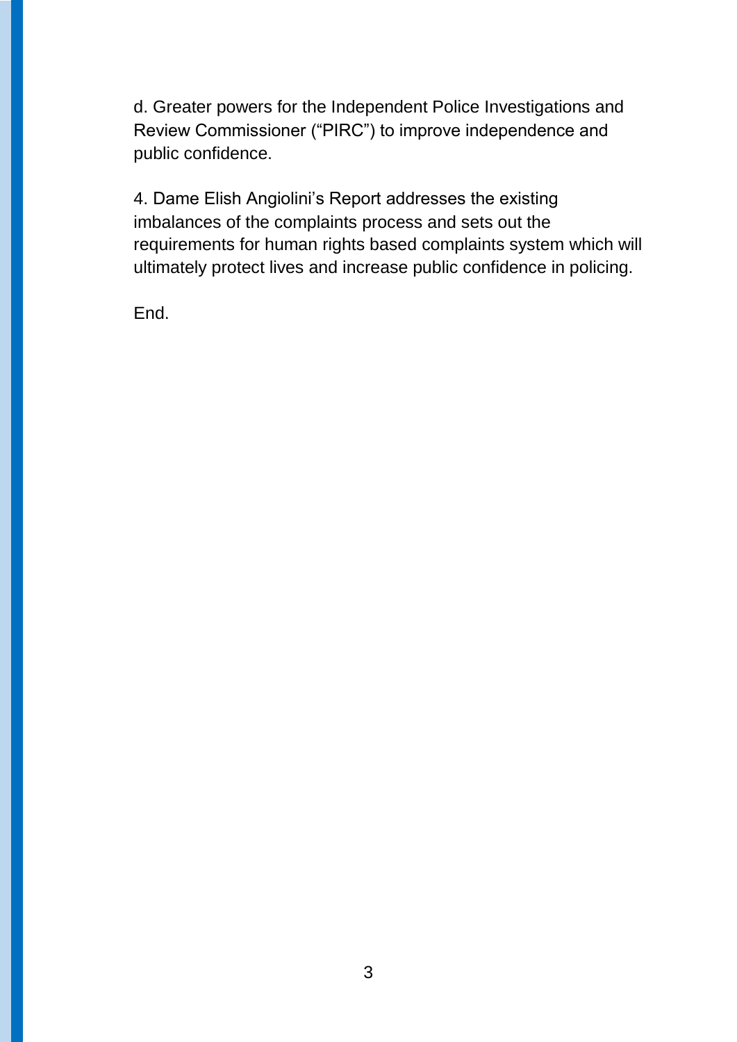d. Greater powers for the Independent Police Investigations and Review Commissioner (“PIRC”) to improve independence and public confidence.

4. Dame Elish Angiolini’s Report addresses the existing imbalances of the complaints process and sets out the requirements for human rights based complaints system which will ultimately protect lives and increase public confidence in policing.

End.